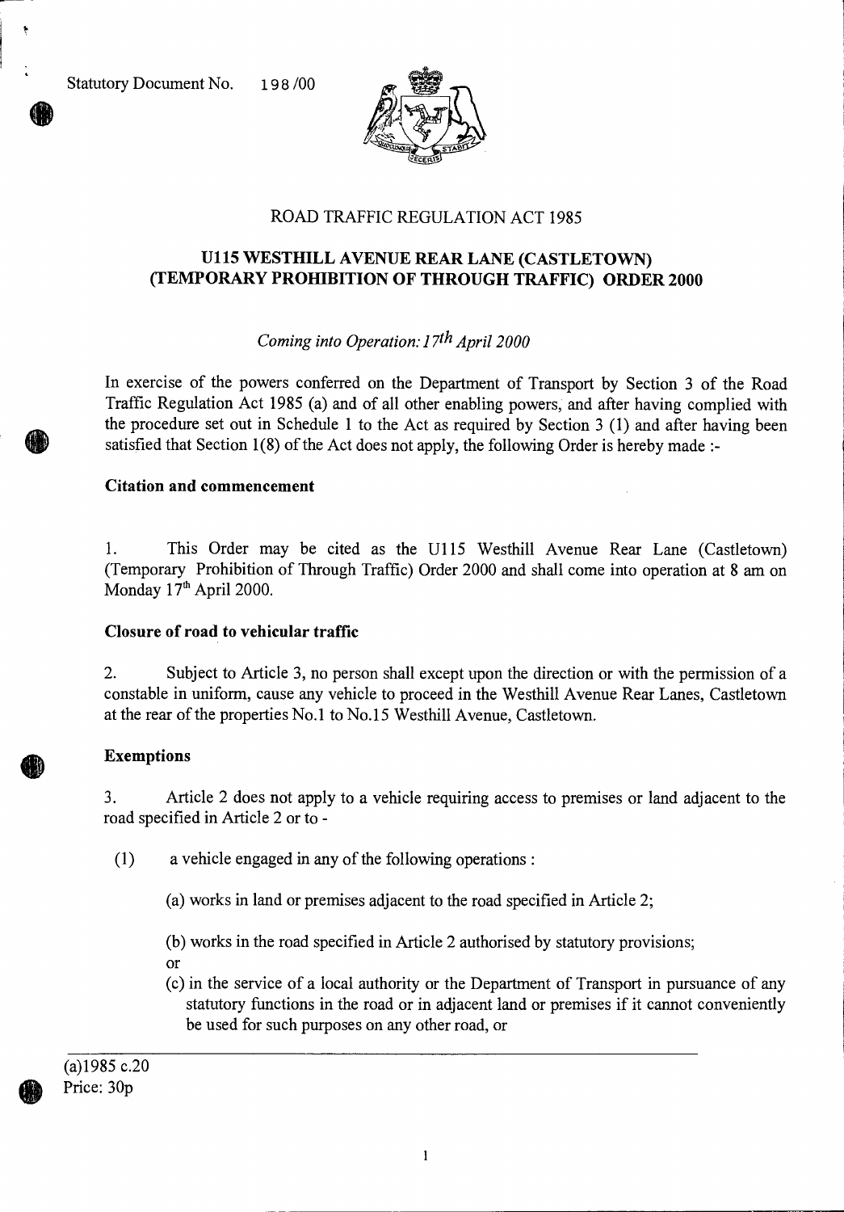Statutory Document No. 198/00

# ROAD TRAFFIC REGULATION ACT 1985

## U115 WESTHILL AVENUE REAR LANE (CASTLETOWN) (TEMPORARY PROHIBITION OF THROUGH TRAFFIC) ORDER 2000

*Coming into Operation: 17th April 2000*

In exercise of the powers conferred on the Department of Transport by Section 3 of the Road Traffic Regulation Act 1985 (a) and of all other enabling powers, and after having complied with the procedure set out in Schedule 1 to the Act as required by Section 3 (1) and after having been satisfied that Section 1(8) of the Act does not apply, the following Order is hereby made :-

### Citation and commencement

1. This Order may be cited as the U115 Westhill Avenue Rear Lane (Castletown) (Temporary Prohibition of Through Traffic) Order 2000 and shall come into operation at 8 am on Monday 17th April 2000.

### Closure of road to vehicular traffic

2. Subject to Article 3, no person shall except upon the direction or with the permission of a constable in uniform, cause any vehicle to proceed in the Westhill Avenue Rear Lanes, Castletown at the rear of the properties No.1 to No.15 Westhill Avenue, Castletown.

### Exemptions

3. Article 2 does not apply to a vehicle requiring access to premises or land adjacent to the road specified in Article 2 or to -

(1) a vehicle engaged in any of the following operations :

(a) works in land or premises adjacent to the road specified in Article 2;

(b) works in the road specified in Article 2 authorised by statutory provisions;
or

(c) in the service of a local authority or the Department of Transport in pursuance of any statutory functions in the road or in adjacent land or premises if it cannot conveniently be used for such purposes on any other road, or

(a)1985 c.20

Price: 30p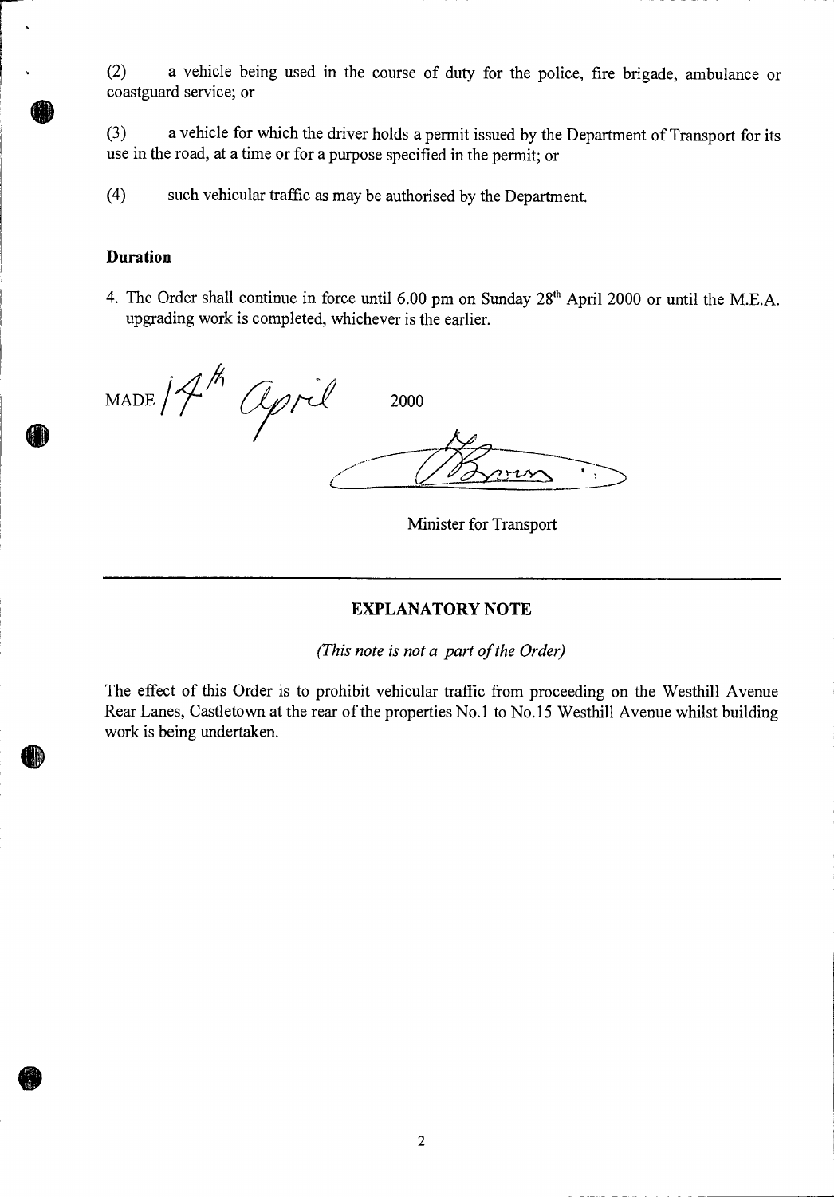(2) a vehicle being used in the course of duty for the police, fire brigade, ambulance or coastguard service; or

(3) a vehicle for which the driver holds a permit issued by the Department of Transport for its use in the road, at a time or for a purpose specified in the permit; or

(4) such vehicular traffic as may be authorised by the Department.

**Duration**

4. The Order shall continue in force until 6.00 pm on Sunday 28th April 2000 or until the M.E.A. upgrading work is completed, whichever is the earlier.

MADE 14th April 2000

Minister for Transport

---

**EXPLANATORY NOTE**

*(This note is not a part of the Order)*

The effect of this Order is to prohibit vehicular traffic from proceeding on the Westhill Avenue Rear Lanes, Castletown at the rear of the properties No.1 to No.15 Westhill Avenue whilst building work is being undertaken.